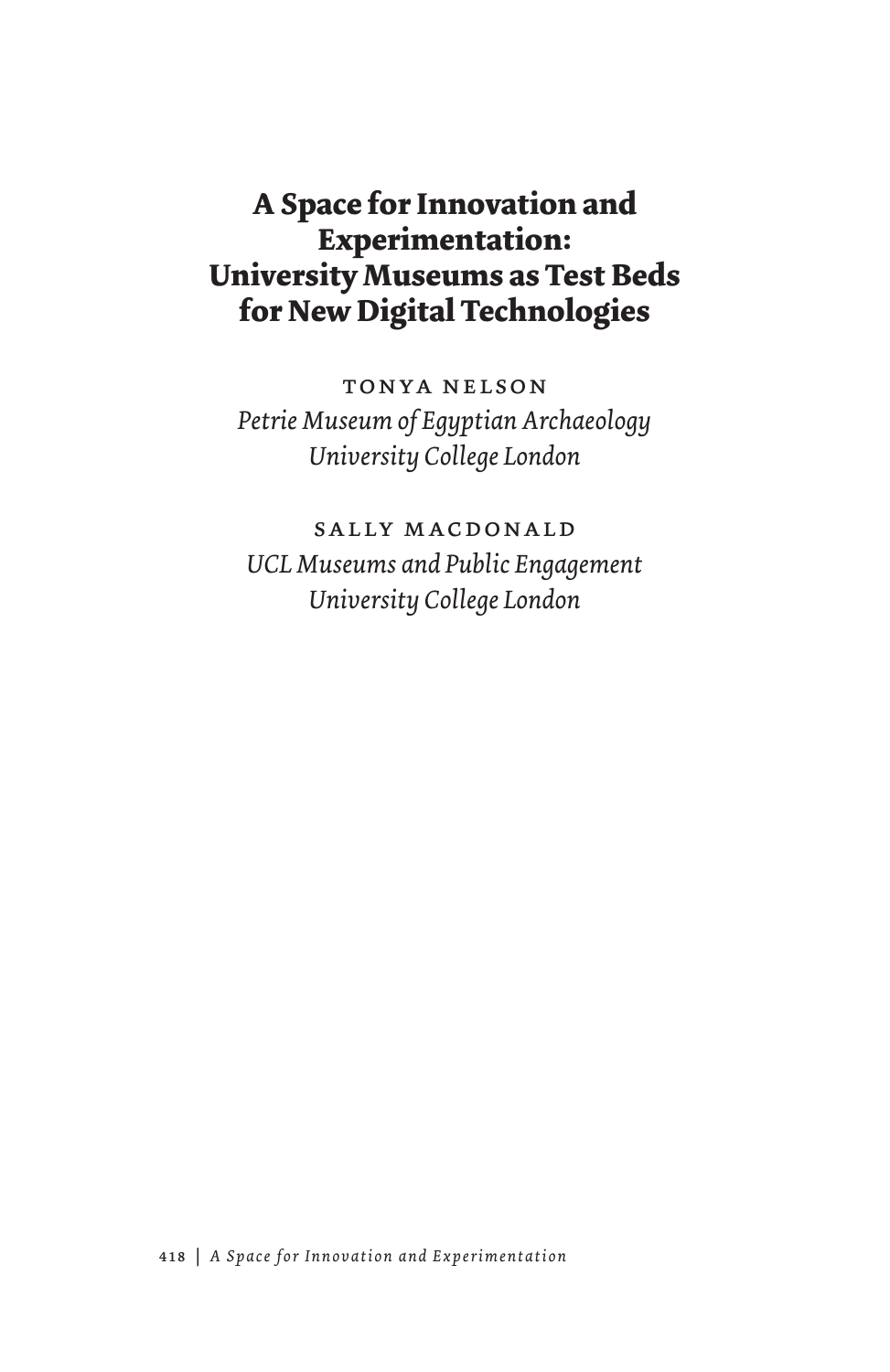# A Space for Innovation and Experimentation: University Museums as Test Beds for New Digital Technologies

TONYA NELSON

*Petrie Museum of Egyptian Archaeology*
*University College London*

SALLY MACDONALD

*UCL Museums and Public Engagement*
*University College London*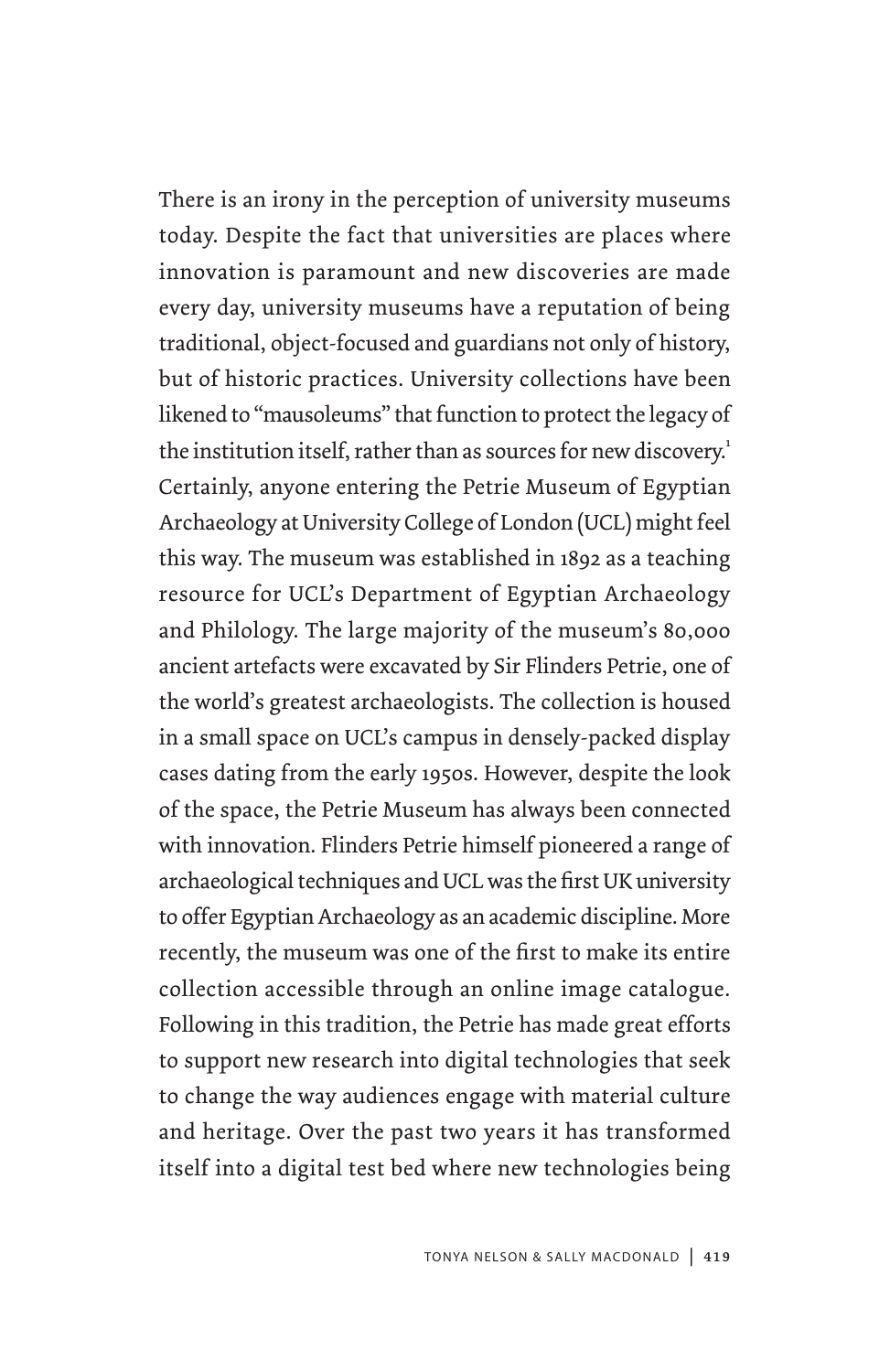There is an irony in the perception of university museums today. Despite the fact that universities are places where innovation is paramount and new discoveries are made every day, university museums have a reputation of being traditional, object-focused and guardians not only of history, but of historic practices. University collections have been likened to "mausoleums" that function to protect the legacy of the institution itself, rather than as sources for new discovery.[1] Certainly, anyone entering the Petrie Museum of Egyptian Archaeology at University College of London (UCL) might feel this way. The museum was established in 1892 as a teaching resource for UCL's Department of Egyptian Archaeology and Philology. The large majority of the museum's 80,000 ancient artefacts were excavated by Sir Flinders Petrie, one of the world's greatest archaeologists. The collection is housed in a small space on UCL's campus in densely-packed display cases dating from the early 1950s. However, despite the look of the space, the Petrie Museum has always been connected with innovation. Flinders Petrie himself pioneered a range of archaeological techniques and UCL was the first UK university to offer Egyptian Archaeology as an academic discipline. More recently, the museum was one of the first to make its entire collection accessible through an online image catalogue. Following in this tradition, the Petrie has made great efforts to support new research into digital technologies that seek to change the way audiences engage with material culture and heritage. Over the past two years it has transformed itself into a digital test bed where new technologies being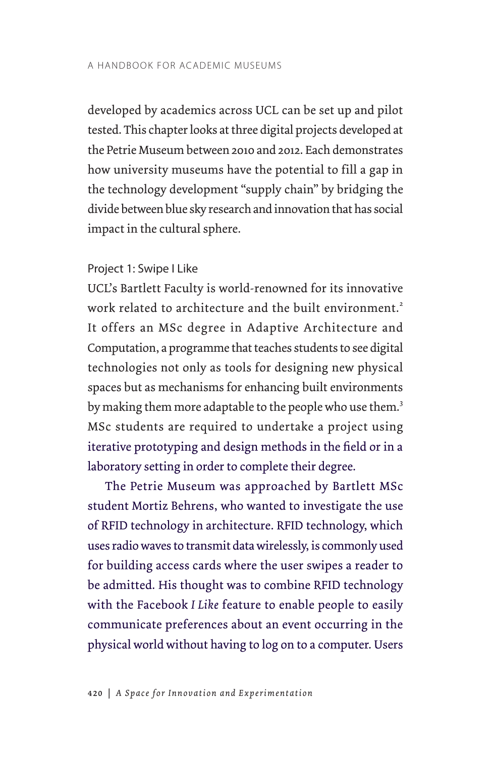developed by academics across UCL can be set up and pilot tested. This chapter looks at three digital projects developed at the Petrie Museum between 2010 and 2012. Each demonstrates how university museums have the potential to fill a gap in the technology development "supply chain" by bridging the divide between blue sky research and innovation that has social impact in the cultural sphere.

### Project 1: Swipe I Like

UCL's Bartlett Faculty is world-renowned for its innovative work related to architecture and the built environment.[2] It offers an MSc degree in Adaptive Architecture and Computation, a programme that teaches students to see digital technologies not only as tools for designing new physical spaces but as mechanisms for enhancing built environments by making them more adaptable to the people who use them.[3] MSc students are required to undertake a project using iterative prototyping and design methods in the field or in a laboratory setting in order to complete their degree.

The Petrie Museum was approached by Bartlett MSc student Mortiz Behrens, who wanted to investigate the use of RFID technology in architecture. RFID technology, which uses radio waves to transmit data wirelessly, is commonly used for building access cards where the user swipes a reader to be admitted. His thought was to combine RFID technology with the Facebook *I Like* feature to enable people to easily communicate preferences about an event occurring in the physical world without having to log on to a computer. Users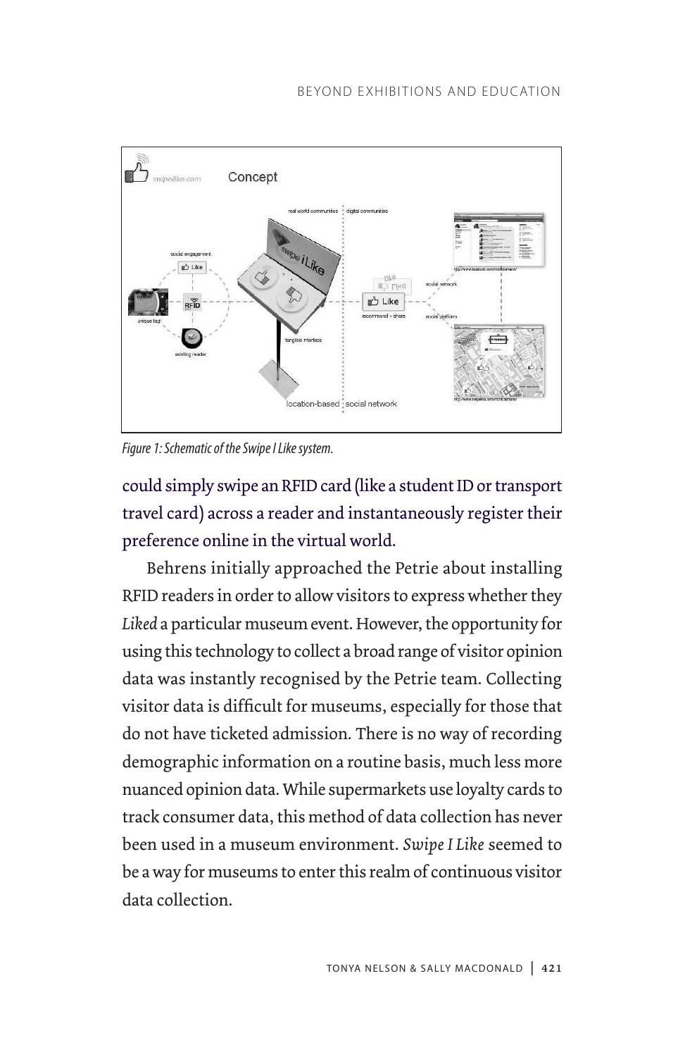Figure 1: Schematic of the Swipe I Like system.

could simply swipe an RFID card (like a student ID or transport travel card) across a reader and instantaneously register their preference online in the virtual world.

Behrens initially approached the Petrie about installing RFID readers in order to allow visitors to express whether they *Liked* a particular museum event. However, the opportunity for using this technology to collect a broad range of visitor opinion data was instantly recognised by the Petrie team. Collecting visitor data is difficult for museums, especially for those that do not have ticketed admission. There is no way of recording demographic information on a routine basis, much less more nuanced opinion data. While supermarkets use loyalty cards to track consumer data, this method of data collection has never been used in a museum environment. *Swipe I Like* seemed to be a way for museums to enter this realm of continuous visitor data collection.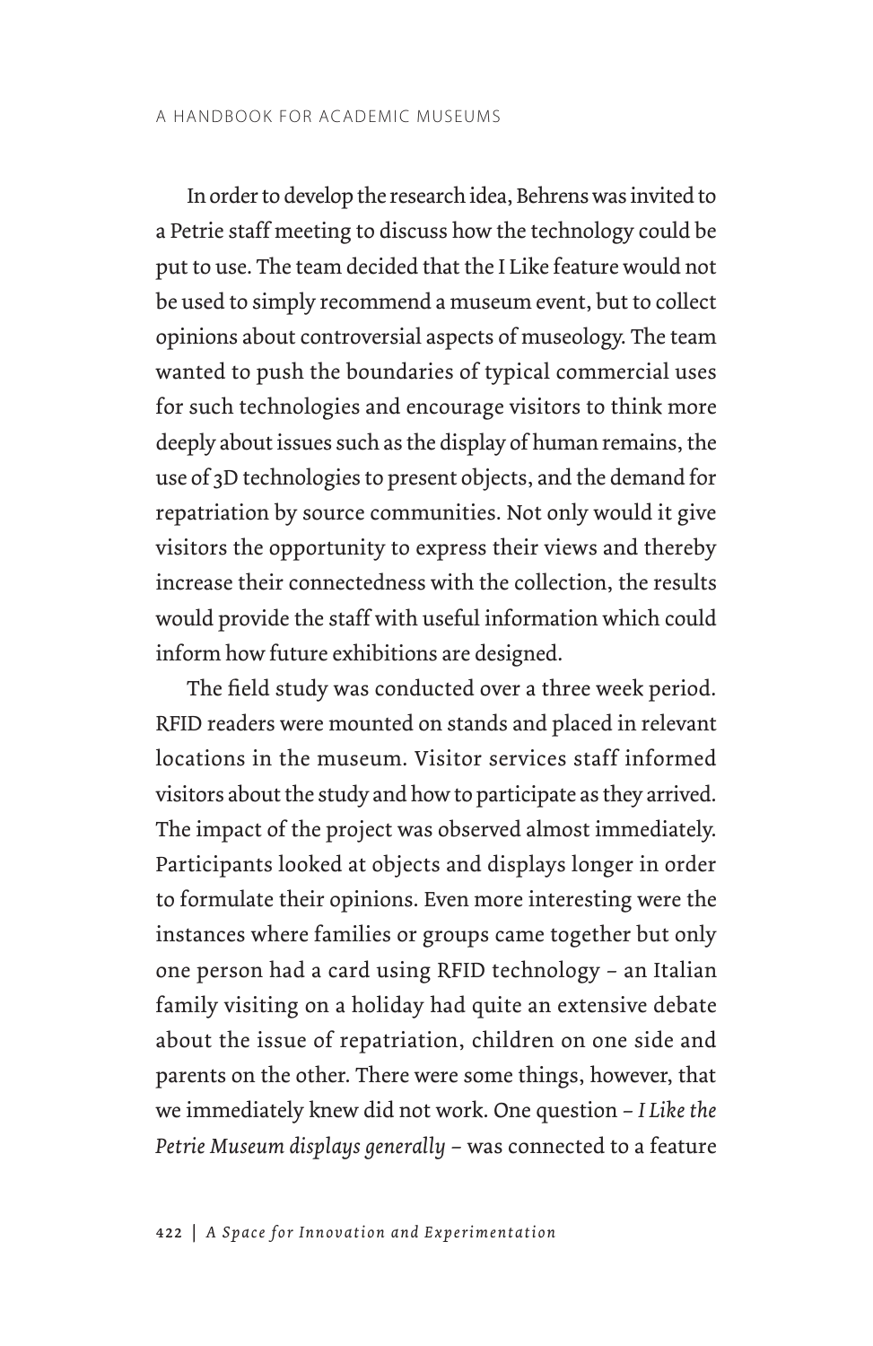In order to develop the research idea, Behrens was invited to a Petrie staff meeting to discuss how the technology could be put to use. The team decided that the I Like feature would not be used to simply recommend a museum event, but to collect opinions about controversial aspects of museology. The team wanted to push the boundaries of typical commercial uses for such technologies and encourage visitors to think more deeply about issues such as the display of human remains, the use of 3D technologies to present objects, and the demand for repatriation by source communities. Not only would it give visitors the opportunity to express their views and thereby increase their connectedness with the collection, the results would provide the staff with useful information which could inform how future exhibitions are designed.

The field study was conducted over a three week period. RFID readers were mounted on stands and placed in relevant locations in the museum. Visitor services staff informed visitors about the study and how to participate as they arrived. The impact of the project was observed almost immediately. Participants looked at objects and displays longer in order to formulate their opinions. Even more interesting were the instances where families or groups came together but only one person had a card using RFID technology – an Italian family visiting on a holiday had quite an extensive debate about the issue of repatriation, children on one side and parents on the other. There were some things, however, that we immediately knew did not work. One question – *I Like the Petrie Museum displays generally* – was connected to a feature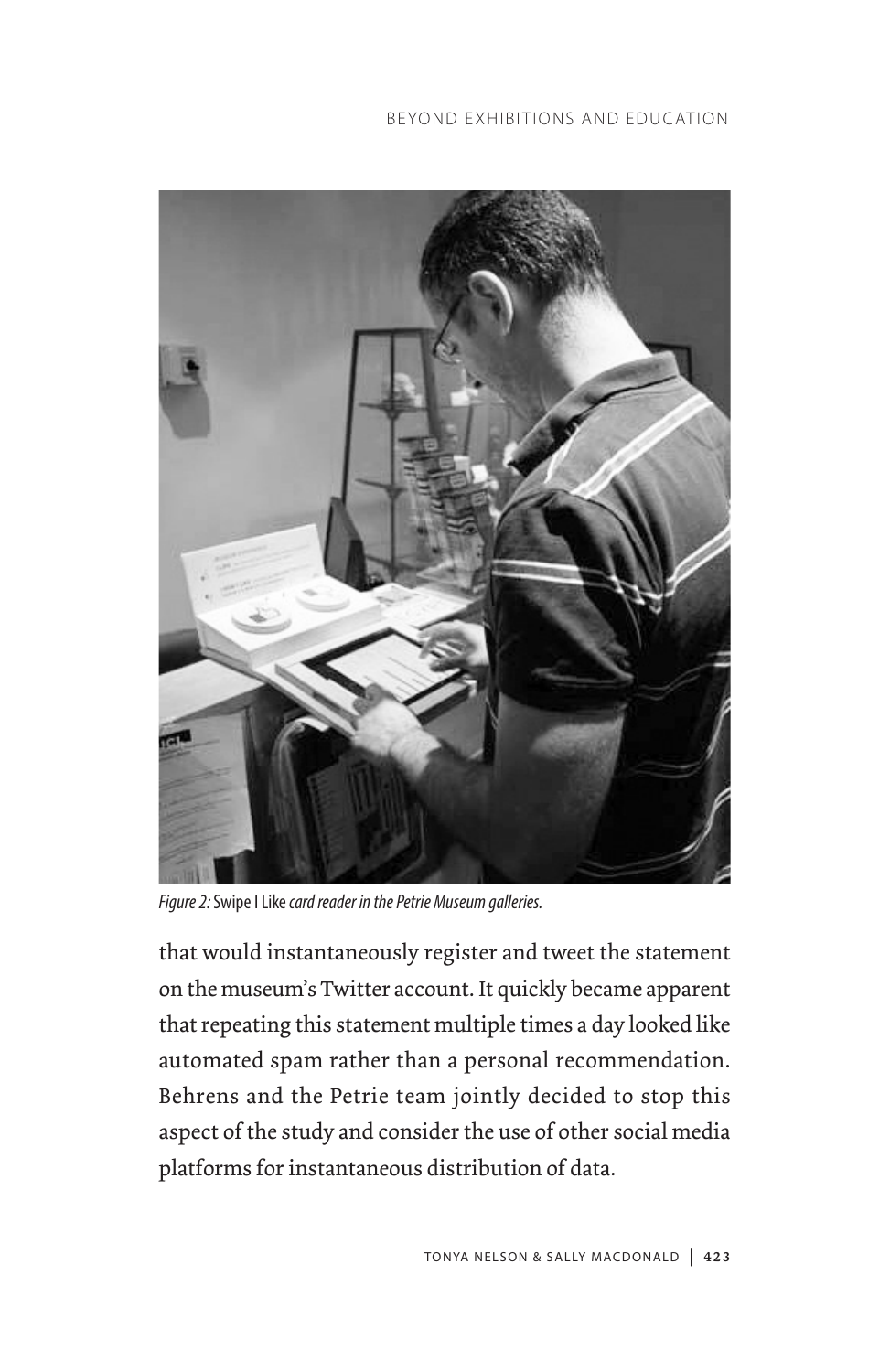*Figure 2:* Swipe I Like *card reader in the Petrie Museum galleries.*

that would instantaneously register and tweet the statement on the museum's Twitter account. It quickly became apparent that repeating this statement multiple times a day looked like automated spam rather than a personal recommendation. Behrens and the Petrie team jointly decided to stop this aspect of the study and consider the use of other social media platforms for instantaneous distribution of data.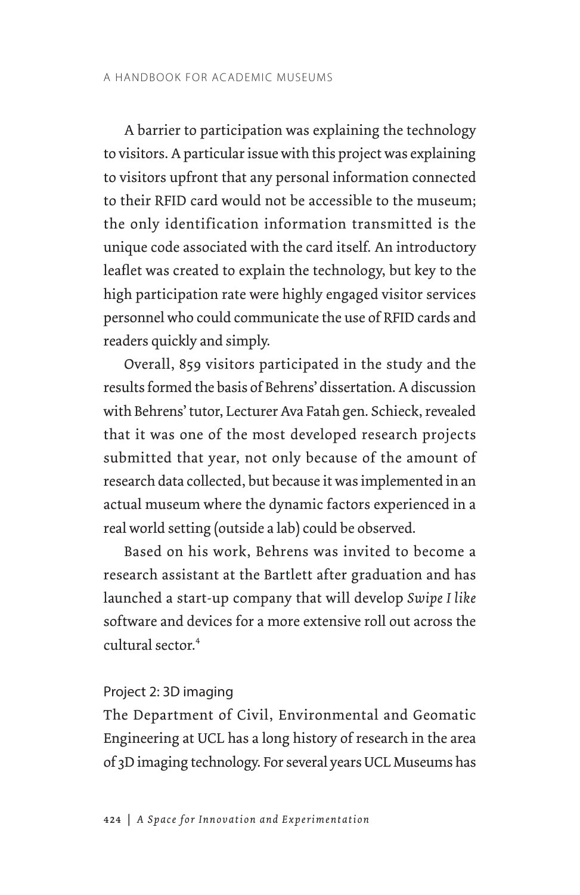A barrier to participation was explaining the technology to visitors. A particular issue with this project was explaining to visitors upfront that any personal information connected to their RFID card would not be accessible to the museum; the only identification information transmitted is the unique code associated with the card itself. An introductory leaflet was created to explain the technology, but key to the high participation rate were highly engaged visitor services personnel who could communicate the use of RFID cards and readers quickly and simply.

Overall, 859 visitors participated in the study and the results formed the basis of Behrens' dissertation. A discussion with Behrens' tutor, Lecturer Ava Fatah gen. Schieck, revealed that it was one of the most developed research projects submitted that year, not only because of the amount of research data collected, but because it was implemented in an actual museum where the dynamic factors experienced in a real world setting (outside a lab) could be observed.

Based on his work, Behrens was invited to become a research assistant at the Bartlett after graduation and has launched a start-up company that will develop *Swipe I like* software and devices for a more extensive roll out across the cultural sector.[4]

### Project 2: 3D imaging

The Department of Civil, Environmental and Geomatic Engineering at UCL has a long history of research in the area of 3D imaging technology. For several years UCL Museums has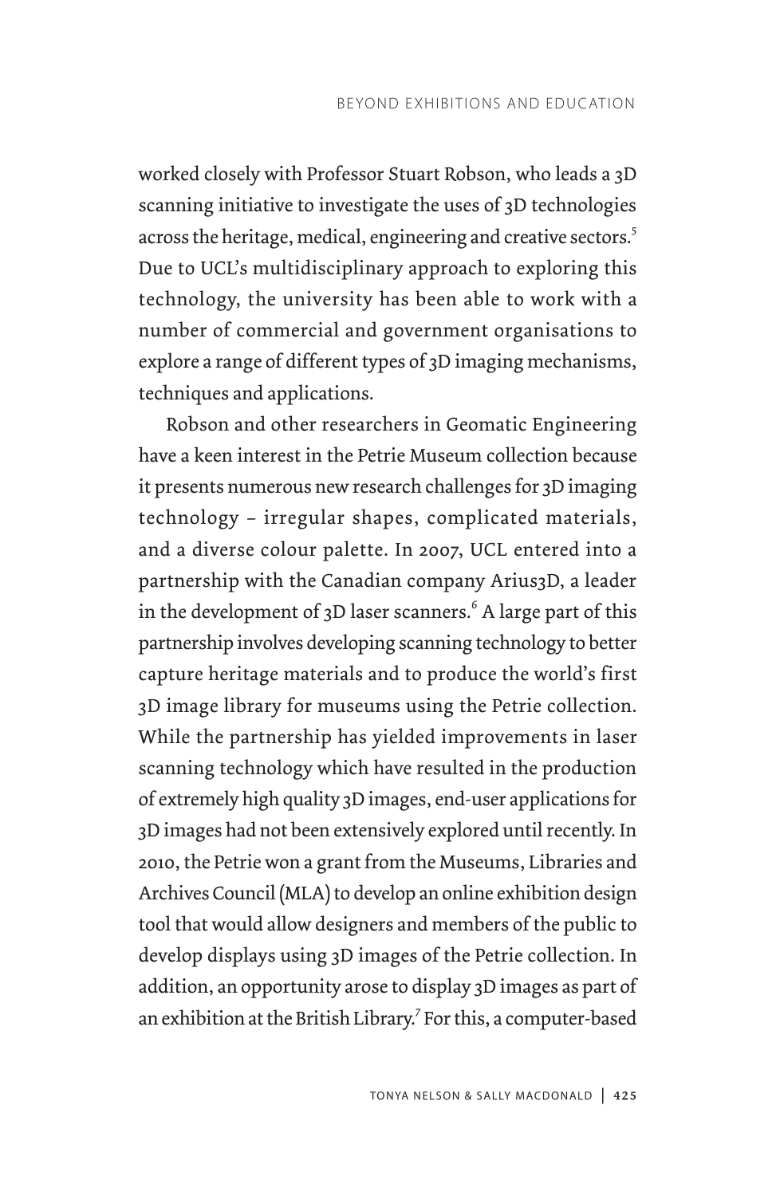worked closely with Professor Stuart Robson, who leads a 3D scanning initiative to investigate the uses of 3D technologies across the heritage, medical, engineering and creative sectors.[5] Due to UCL's multidisciplinary approach to exploring this technology, the university has been able to work with a number of commercial and government organisations to explore a range of different types of 3D imaging mechanisms, techniques and applications.

Robson and other researchers in Geomatic Engineering have a keen interest in the Petrie Museum collection because it presents numerous new research challenges for 3D imaging technology – irregular shapes, complicated materials, and a diverse colour palette. In 2007, UCL entered into a partnership with the Canadian company Arius3D, a leader in the development of 3D laser scanners.[6] A large part of this partnership involves developing scanning technology to better capture heritage materials and to produce the world's first 3D image library for museums using the Petrie collection. While the partnership has yielded improvements in laser scanning technology which have resulted in the production of extremely high quality 3D images, end-user applications for 3D images had not been extensively explored until recently. In 2010, the Petrie won a grant from the Museums, Libraries and Archives Council (MLA) to develop an online exhibition design tool that would allow designers and members of the public to develop displays using 3D images of the Petrie collection. In addition, an opportunity arose to display 3D images as part of an exhibition at the British Library.[7] For this, a computer-based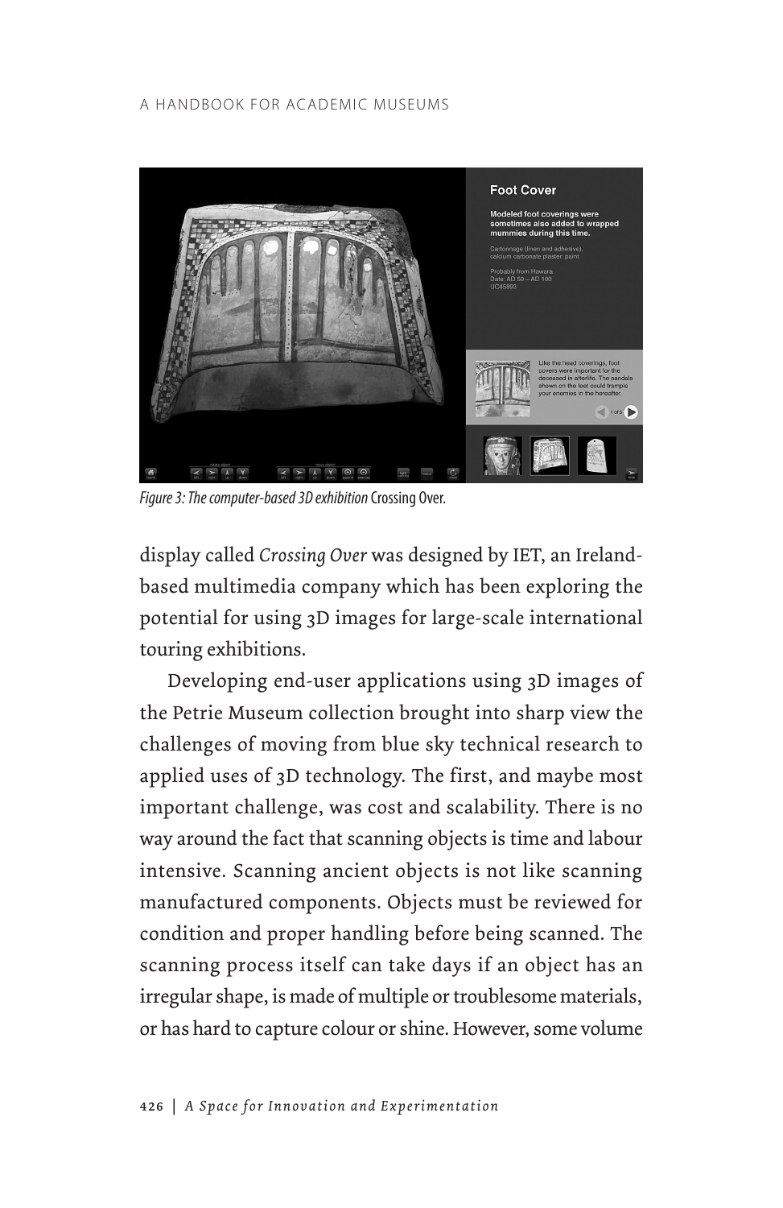*Figure 3: The computer-based 3D exhibition* Crossing Over.

display called *Crossing Over* was designed by IET, an Ireland-based multimedia company which has been exploring the potential for using 3D images for large-scale international touring exhibitions.

Developing end-user applications using 3D images of the Petrie Museum collection brought into sharp view the challenges of moving from blue sky technical research to applied uses of 3D technology. The first, and maybe most important challenge, was cost and scalability. There is no way around the fact that scanning objects is time and labour intensive. Scanning ancient objects is not like scanning manufactured components. Objects must be reviewed for condition and proper handling before being scanned. The scanning process itself can take days if an object has an irregular shape, is made of multiple or troublesome materials, or has hard to capture colour or shine. However, some volume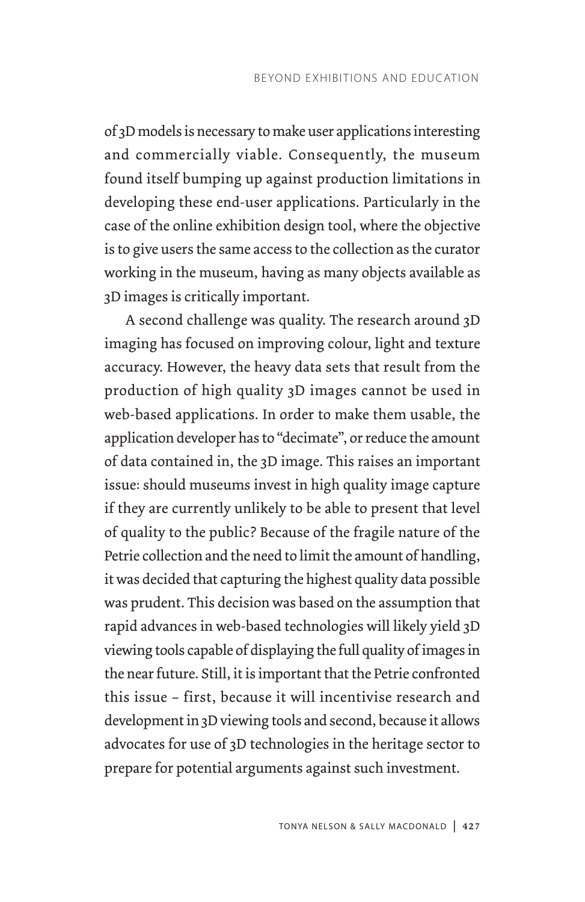of 3D models is necessary to make user applications interesting and commercially viable. Consequently, the museum found itself bumping up against production limitations in developing these end-user applications. Particularly in the case of the online exhibition design tool, where the objective is to give users the same access to the collection as the curator working in the museum, having as many objects available as 3D images is critically important.

A second challenge was quality. The research around 3D imaging has focused on improving colour, light and texture accuracy. However, the heavy data sets that result from the production of high quality 3D images cannot be used in web-based applications. In order to make them usable, the application developer has to "decimate", or reduce the amount of data contained in, the 3D image. This raises an important issue: should museums invest in high quality image capture if they are currently unlikely to be able to present that level of quality to the public? Because of the fragile nature of the Petrie collection and the need to limit the amount of handling, it was decided that capturing the highest quality data possible was prudent. This decision was based on the assumption that rapid advances in web-based technologies will likely yield 3D viewing tools capable of displaying the full quality of images in the near future. Still, it is important that the Petrie confronted this issue – first, because it will incentivise research and development in 3D viewing tools and second, because it allows advocates for use of 3D technologies in the heritage sector to prepare for potential arguments against such investment.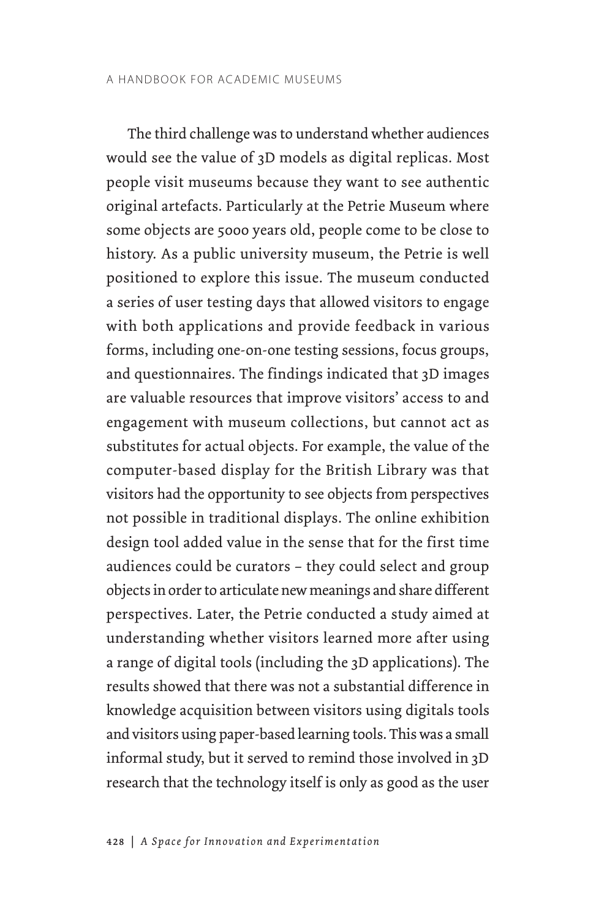The third challenge was to understand whether audiences would see the value of 3D models as digital replicas. Most people visit museums because they want to see authentic original artefacts. Particularly at the Petrie Museum where some objects are 5000 years old, people come to be close to history. As a public university museum, the Petrie is well positioned to explore this issue. The museum conducted a series of user testing days that allowed visitors to engage with both applications and provide feedback in various forms, including one-on-one testing sessions, focus groups, and questionnaires. The findings indicated that 3D images are valuable resources that improve visitors' access to and engagement with museum collections, but cannot act as substitutes for actual objects. For example, the value of the computer-based display for the British Library was that visitors had the opportunity to see objects from perspectives not possible in traditional displays. The online exhibition design tool added value in the sense that for the first time audiences could be curators – they could select and group objects in order to articulate new meanings and share different perspectives. Later, the Petrie conducted a study aimed at understanding whether visitors learned more after using a range of digital tools (including the 3D applications). The results showed that there was not a substantial difference in knowledge acquisition between visitors using digitals tools and visitors using paper-based learning tools. This was a small informal study, but it served to remind those involved in 3D research that the technology itself is only as good as the user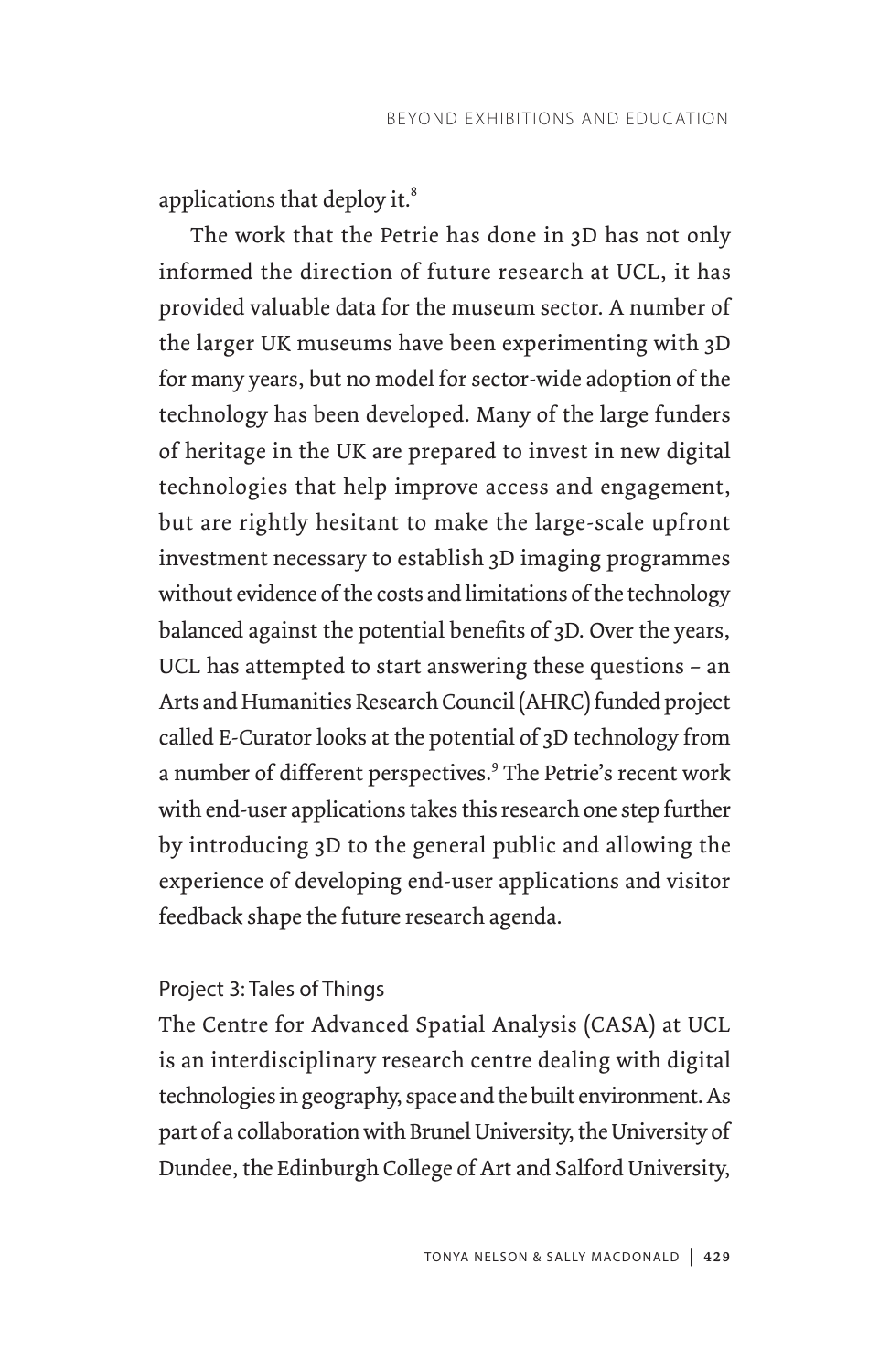applications that deploy it.[8]

The work that the Petrie has done in 3D has not only informed the direction of future research at UCL, it has provided valuable data for the museum sector. A number of the larger UK museums have been experimenting with 3D for many years, but no model for sector-wide adoption of the technology has been developed. Many of the large funders of heritage in the UK are prepared to invest in new digital technologies that help improve access and engagement, but are rightly hesitant to make the large-scale upfront investment necessary to establish 3D imaging programmes without evidence of the costs and limitations of the technology balanced against the potential benefits of 3D. Over the years, UCL has attempted to start answering these questions – an Arts and Humanities Research Council (AHRC) funded project called E-Curator looks at the potential of 3D technology from a number of different perspectives.[9] The Petrie's recent work with end-user applications takes this research one step further by introducing 3D to the general public and allowing the experience of developing end-user applications and visitor feedback shape the future research agenda.

### Project 3: Tales of Things

The Centre for Advanced Spatial Analysis (CASA) at UCL is an interdisciplinary research centre dealing with digital technologies in geography, space and the built environment. As part of a collaboration with Brunel University, the University of Dundee, the Edinburgh College of Art and Salford University,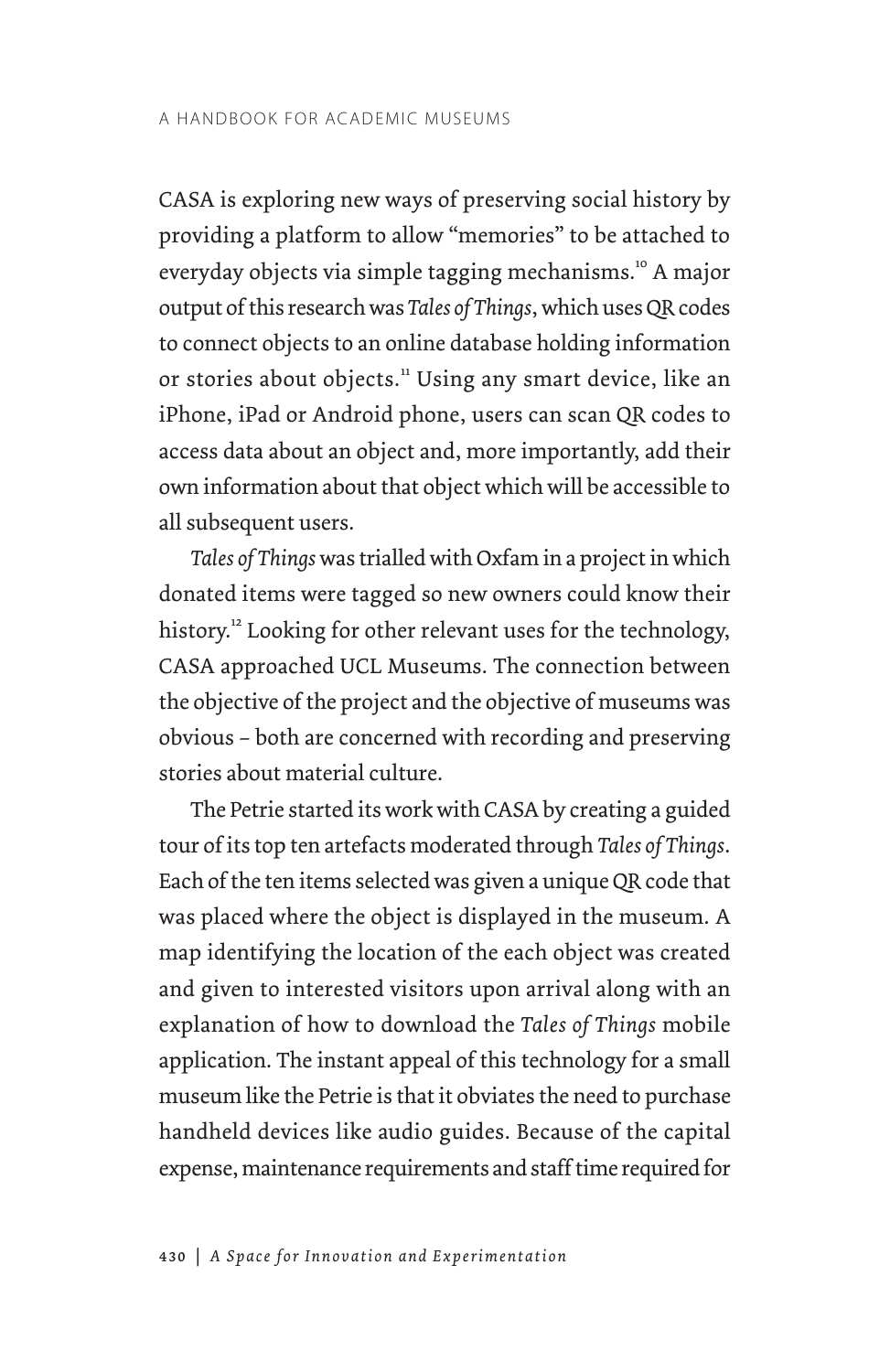CASA is exploring new ways of preserving social history by providing a platform to allow "memories" to be attached to everyday objects via simple tagging mechanisms.[10] A major output of this research was *Tales of Things*, which uses QR codes to connect objects to an online database holding information or stories about objects.[11] Using any smart device, like an iPhone, iPad or Android phone, users can scan QR codes to access data about an object and, more importantly, add their own information about that object which will be accessible to all subsequent users.

*Tales of Things* was trialled with Oxfam in a project in which donated items were tagged so new owners could know their history.[12] Looking for other relevant uses for the technology, CASA approached UCL Museums. The connection between the objective of the project and the objective of museums was obvious – both are concerned with recording and preserving stories about material culture.

The Petrie started its work with CASA by creating a guided tour of its top ten artefacts moderated through *Tales of Things*. Each of the ten items selected was given a unique QR code that was placed where the object is displayed in the museum. A map identifying the location of the each object was created and given to interested visitors upon arrival along with an explanation of how to download the *Tales of Things* mobile application. The instant appeal of this technology for a small museum like the Petrie is that it obviates the need to purchase handheld devices like audio guides. Because of the capital expense, maintenance requirements and staff time required for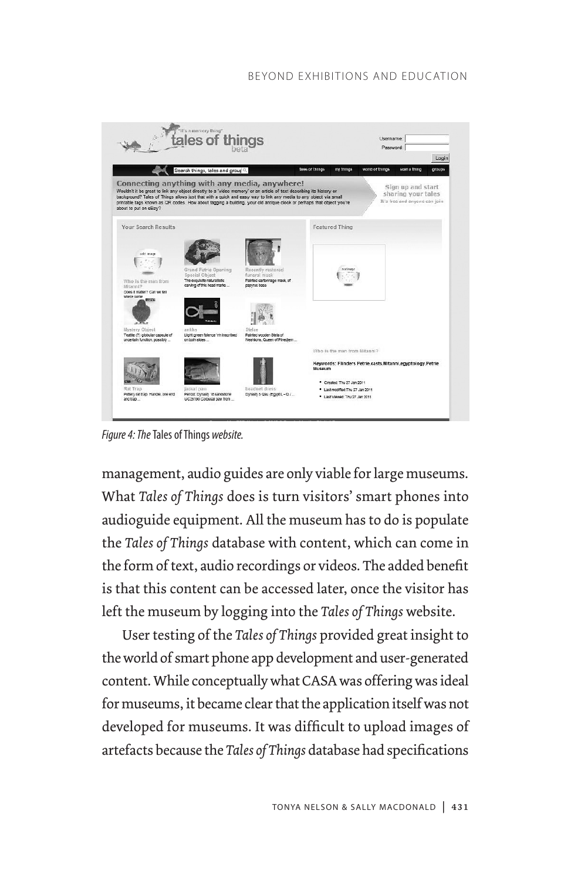*Figure 4: The* Tales of Things *website.*

management, audio guides are only viable for large museums. What *Tales of Things* does is turn visitors' smart phones into audioguide equipment. All the museum has to do is populate the *Tales of Things* database with content, which can come in the form of text, audio recordings or videos. The added benefit is that this content can be accessed later, once the visitor has left the museum by logging into the *Tales of Things* website.

User testing of the *Tales of Things* provided great insight to the world of smart phone app development and user-generated content. While conceptually what CASA was offering was ideal for museums, it became clear that the application itself was not developed for museums. It was difficult to upload images of artefacts because the *Tales of Things* database had specifications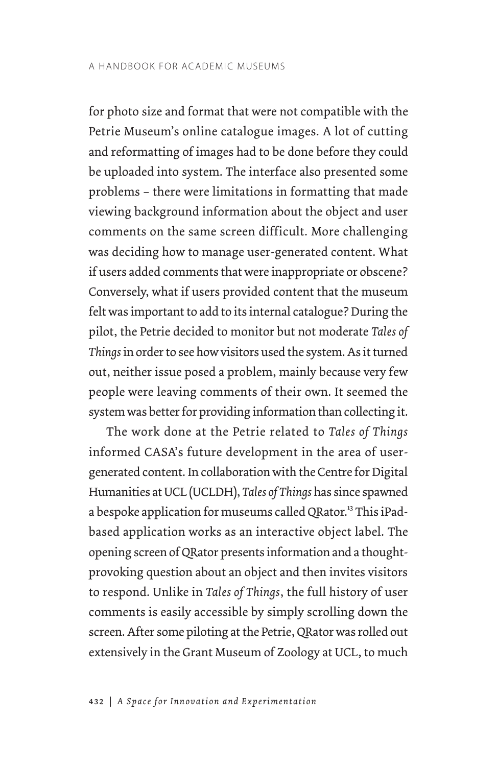for photo size and format that were not compatible with the Petrie Museum's online catalogue images. A lot of cutting and reformatting of images had to be done before they could be uploaded into system. The interface also presented some problems – there were limitations in formatting that made viewing background information about the object and user comments on the same screen difficult. More challenging was deciding how to manage user-generated content. What if users added comments that were inappropriate or obscene? Conversely, what if users provided content that the museum felt was important to add to its internal catalogue? During the pilot, the Petrie decided to monitor but not moderate *Tales of Things* in order to see how visitors used the system. As it turned out, neither issue posed a problem, mainly because very few people were leaving comments of their own. It seemed the system was better for providing information than collecting it.

The work done at the Petrie related to *Tales of Things* informed CASA's future development in the area of user-generated content. In collaboration with the Centre for Digital Humanities at UCL (UCLDH), *Tales of Things* has since spawned a bespoke application for museums called QRator.[13] This iPad-based application works as an interactive object label. The opening screen of QRator presents information and a thought-provoking question about an object and then invites visitors to respond. Unlike in *Tales of Things*, the full history of user comments is easily accessible by simply scrolling down the screen. After some piloting at the Petrie, QRator was rolled out extensively in the Grant Museum of Zoology at UCL, to much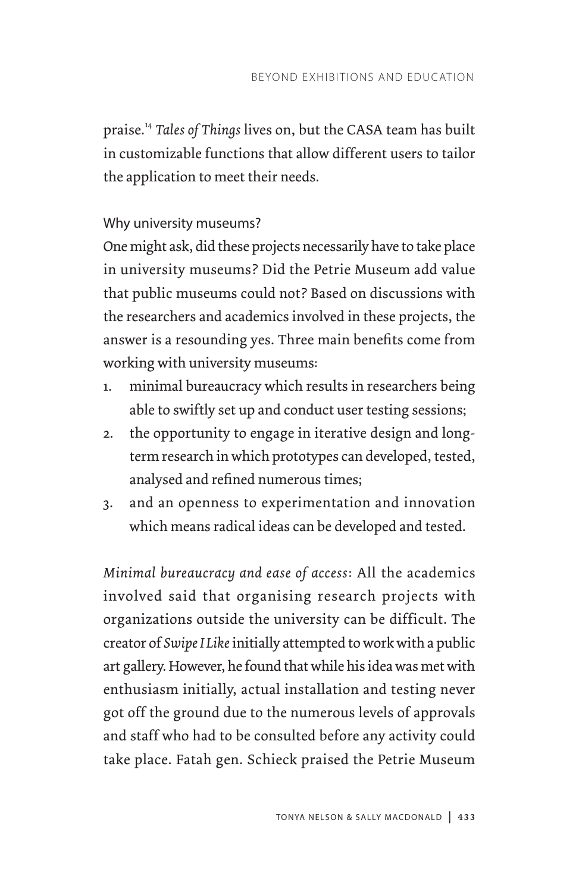praise.[14] *Tales of Things* lives on, but the CASA team has built in customizable functions that allow different users to tailor the application to meet their needs.

### Why university museums?

One might ask, did these projects necessarily have to take place in university museums? Did the Petrie Museum add value that public museums could not? Based on discussions with the researchers and academics involved in these projects, the answer is a resounding yes. Three main benefits come from working with university museums:

1. minimal bureaucracy which results in researchers being able to swiftly set up and conduct user testing sessions;
2. the opportunity to engage in iterative design and long-term research in which prototypes can developed, tested, analysed and refined numerous times;
3. and an openness to experimentation and innovation which means radical ideas can be developed and tested.

*Minimal bureaucracy and ease of access*: All the academics involved said that organising research projects with organizations outside the university can be difficult. The creator of *Swipe I Like* initially attempted to work with a public art gallery. However, he found that while his idea was met with enthusiasm initially, actual installation and testing never got off the ground due to the numerous levels of approvals and staff who had to be consulted before any activity could take place. Fatah gen. Schieck praised the Petrie Museum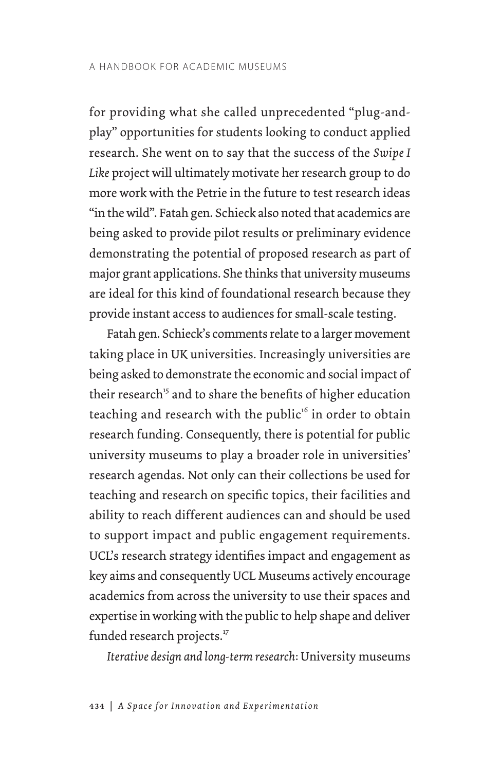for providing what she called unprecedented "plug-and-play" opportunities for students looking to conduct applied research. She went on to say that the success of the *Swipe I Like* project will ultimately motivate her research group to do more work with the Petrie in the future to test research ideas "in the wild". Fatah gen. Schieck also noted that academics are being asked to provide pilot results or preliminary evidence demonstrating the potential of proposed research as part of major grant applications. She thinks that university museums are ideal for this kind of foundational research because they provide instant access to audiences for small-scale testing.

Fatah gen. Schieck's comments relate to a larger movement taking place in UK universities. Increasingly universities are being asked to demonstrate the economic and social impact of their research[15] and to share the benefits of higher education teaching and research with the public[16] in order to obtain research funding. Consequently, there is potential for public university museums to play a broader role in universities' research agendas. Not only can their collections be used for teaching and research on specific topics, their facilities and ability to reach different audiences can and should be used to support impact and public engagement requirements. UCL's research strategy identifies impact and engagement as key aims and consequently UCL Museums actively encourage academics from across the university to use their spaces and expertise in working with the public to help shape and deliver funded research projects.[17]

*Iterative design and long-term research*: University museums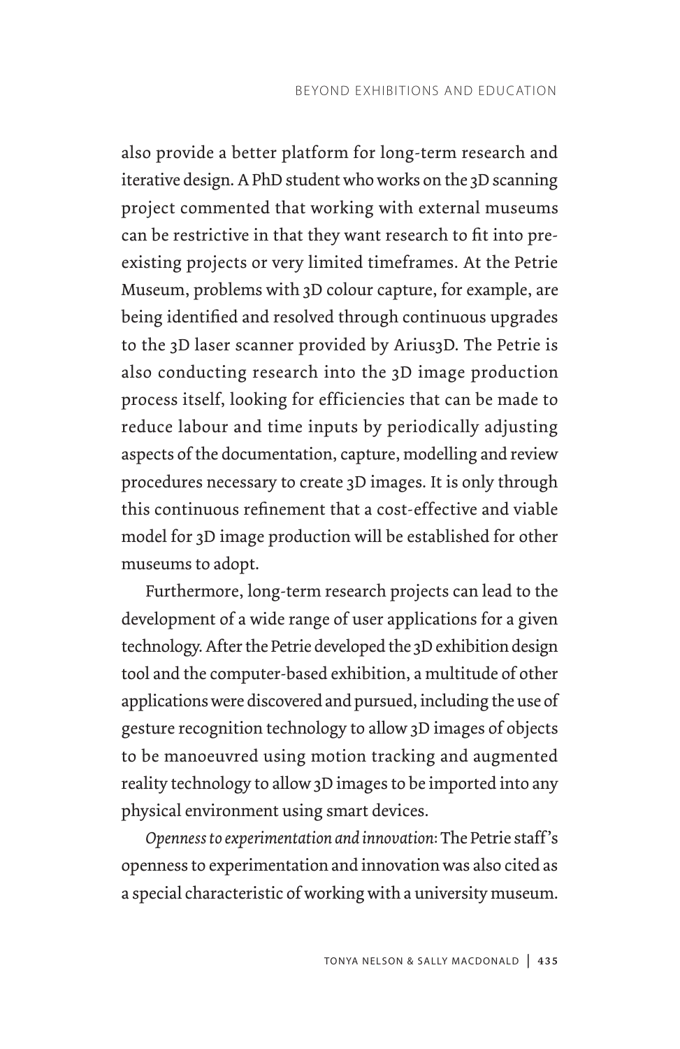also provide a better platform for long-term research and iterative design. A PhD student who works on the 3D scanning project commented that working with external museums can be restrictive in that they want research to fit into pre-existing projects or very limited timeframes. At the Petrie Museum, problems with 3D colour capture, for example, are being identified and resolved through continuous upgrades to the 3D laser scanner provided by Arius3D. The Petrie is also conducting research into the 3D image production process itself, looking for efficiencies that can be made to reduce labour and time inputs by periodically adjusting aspects of the documentation, capture, modelling and review procedures necessary to create 3D images. It is only through this continuous refinement that a cost-effective and viable model for 3D image production will be established for other museums to adopt.

Furthermore, long-term research projects can lead to the development of a wide range of user applications for a given technology. After the Petrie developed the 3D exhibition design tool and the computer-based exhibition, a multitude of other applications were discovered and pursued, including the use of gesture recognition technology to allow 3D images of objects to be manoeuvred using motion tracking and augmented reality technology to allow 3D images to be imported into any physical environment using smart devices.

*Openness to experimentation and innovation*: The Petrie staff's openness to experimentation and innovation was also cited as a special characteristic of working with a university museum.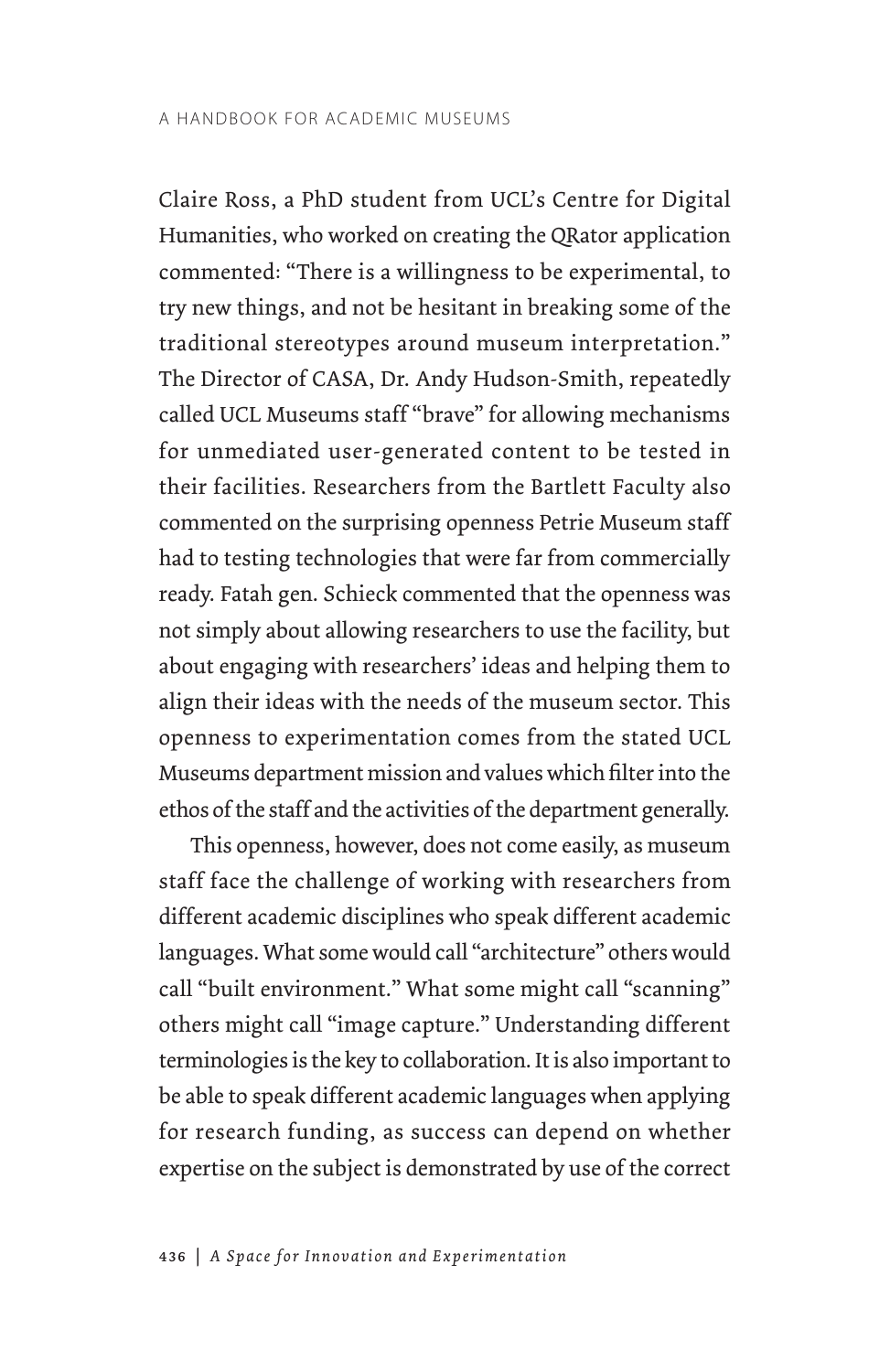Claire Ross, a PhD student from UCL's Centre for Digital Humanities, who worked on creating the QRator application commented: "There is a willingness to be experimental, to try new things, and not be hesitant in breaking some of the traditional stereotypes around museum interpretation." The Director of CASA, Dr. Andy Hudson-Smith, repeatedly called UCL Museums staff "brave" for allowing mechanisms for unmediated user-generated content to be tested in their facilities. Researchers from the Bartlett Faculty also commented on the surprising openness Petrie Museum staff had to testing technologies that were far from commercially ready. Fatah gen. Schieck commented that the openness was not simply about allowing researchers to use the facility, but about engaging with researchers' ideas and helping them to align their ideas with the needs of the museum sector. This openness to experimentation comes from the stated UCL Museums department mission and values which filter into the ethos of the staff and the activities of the department generally.

This openness, however, does not come easily, as museum staff face the challenge of working with researchers from different academic disciplines who speak different academic languages. What some would call "architecture" others would call "built environment." What some might call "scanning" others might call "image capture." Understanding different terminologies is the key to collaboration. It is also important to be able to speak different academic languages when applying for research funding, as success can depend on whether expertise on the subject is demonstrated by use of the correct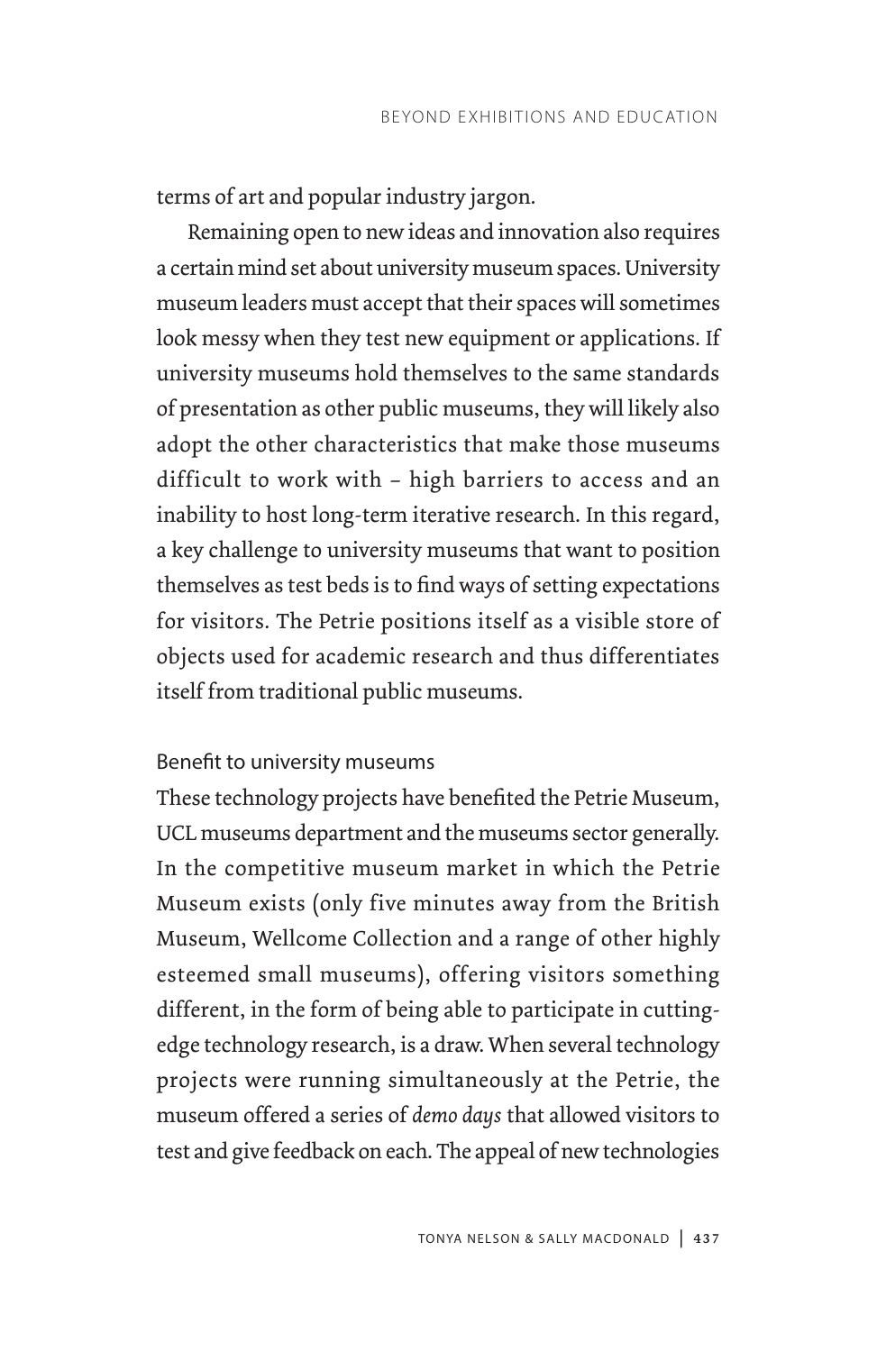terms of art and popular industry jargon.

Remaining open to new ideas and innovation also requires a certain mind set about university museum spaces. University museum leaders must accept that their spaces will sometimes look messy when they test new equipment or applications. If university museums hold themselves to the same standards of presentation as other public museums, they will likely also adopt the other characteristics that make those museums difficult to work with – high barriers to access and an inability to host long-term iterative research. In this regard, a key challenge to university museums that want to position themselves as test beds is to find ways of setting expectations for visitors. The Petrie positions itself as a visible store of objects used for academic research and thus differentiates itself from traditional public museums.

### Benefit to university museums

These technology projects have benefited the Petrie Museum, UCL museums department and the museums sector generally. In the competitive museum market in which the Petrie Museum exists (only five minutes away from the British Museum, Wellcome Collection and a range of other highly esteemed small museums), offering visitors something different, in the form of being able to participate in cutting-edge technology research, is a draw. When several technology projects were running simultaneously at the Petrie, the museum offered a series of *demo days* that allowed visitors to test and give feedback on each. The appeal of new technologies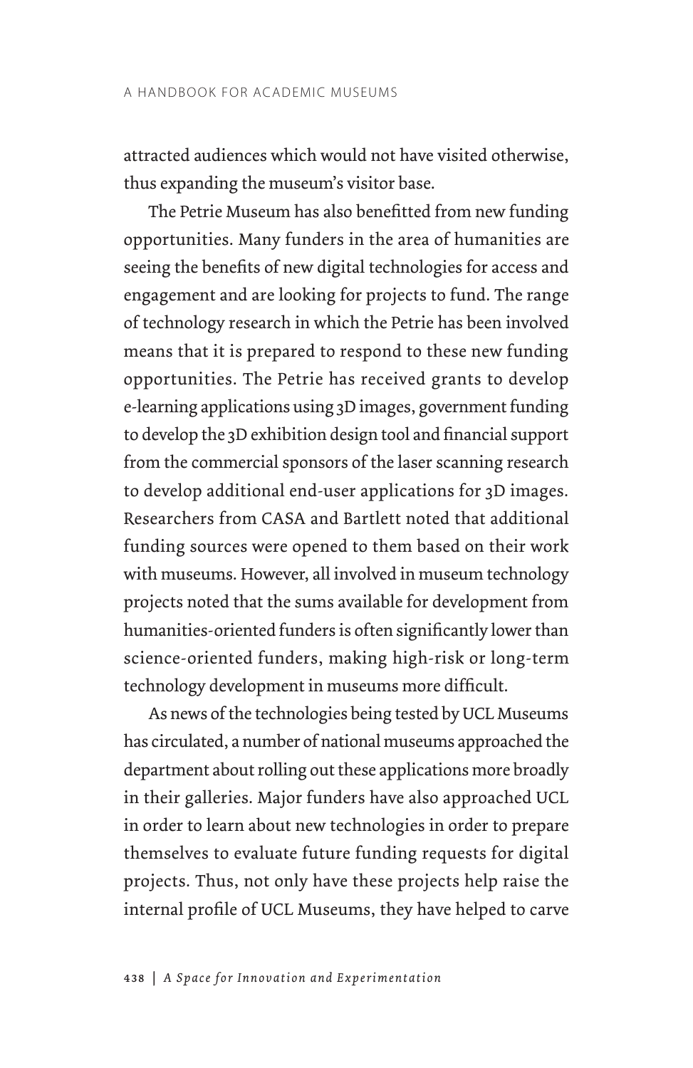attracted audiences which would not have visited otherwise, thus expanding the museum's visitor base.

The Petrie Museum has also benefitted from new funding opportunities. Many funders in the area of humanities are seeing the benefits of new digital technologies for access and engagement and are looking for projects to fund. The range of technology research in which the Petrie has been involved means that it is prepared to respond to these new funding opportunities. The Petrie has received grants to develop e-learning applications using 3D images, government funding to develop the 3D exhibition design tool and financial support from the commercial sponsors of the laser scanning research to develop additional end-user applications for 3D images. Researchers from CASA and Bartlett noted that additional funding sources were opened to them based on their work with museums. However, all involved in museum technology projects noted that the sums available for development from humanities-oriented funders is often significantly lower than science-oriented funders, making high-risk or long-term technology development in museums more difficult.

As news of the technologies being tested by UCL Museums has circulated, a number of national museums approached the department about rolling out these applications more broadly in their galleries. Major funders have also approached UCL in order to learn about new technologies in order to prepare themselves to evaluate future funding requests for digital projects. Thus, not only have these projects help raise the internal profile of UCL Museums, they have helped to carve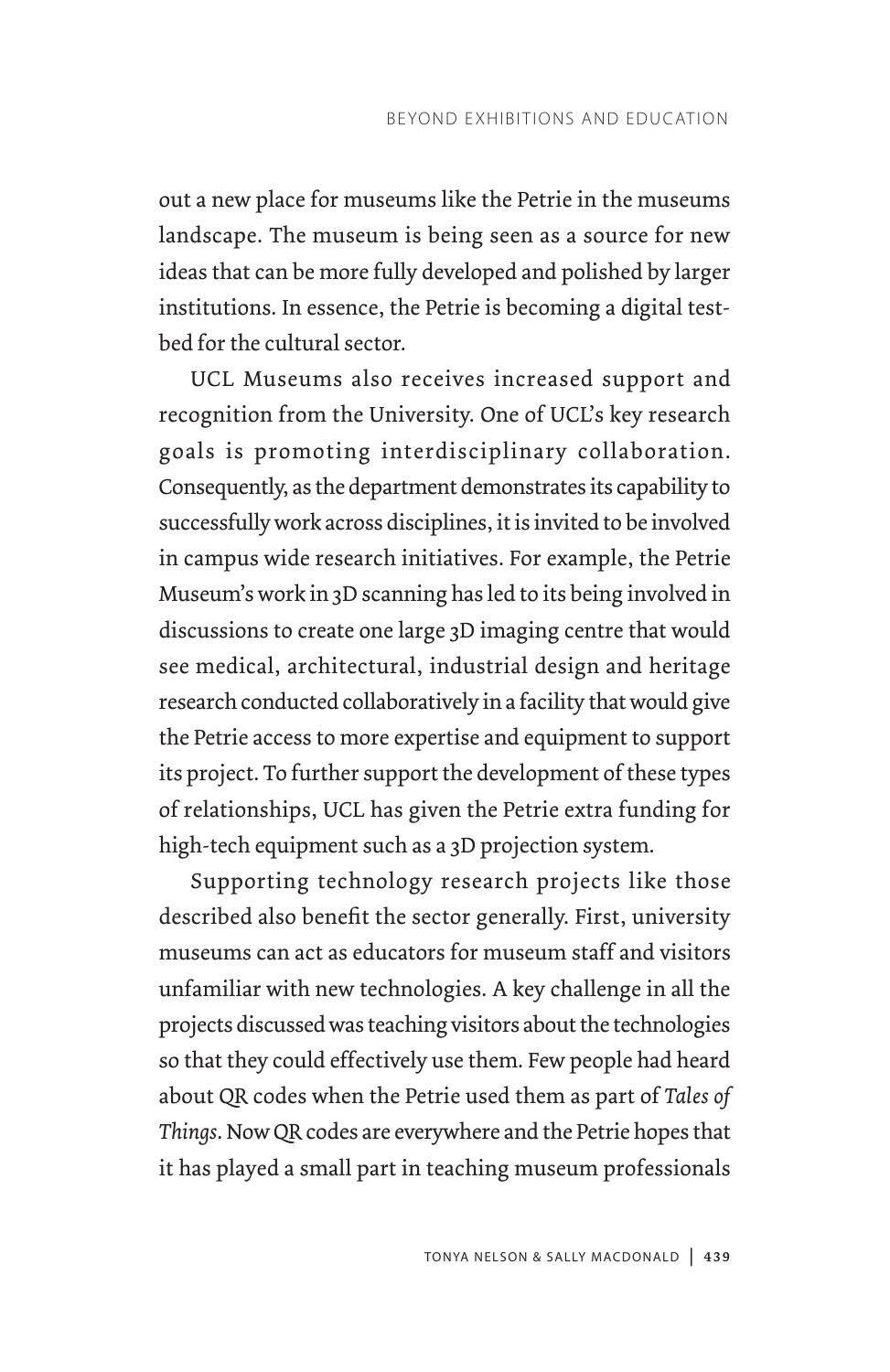out a new place for museums like the Petrie in the museums landscape. The museum is being seen as a source for new ideas that can be more fully developed and polished by larger institutions. In essence, the Petrie is becoming a digital test-bed for the cultural sector.

UCL Museums also receives increased support and recognition from the University. One of UCL's key research goals is promoting interdisciplinary collaboration. Consequently, as the department demonstrates its capability to successfully work across disciplines, it is invited to be involved in campus wide research initiatives. For example, the Petrie Museum's work in 3D scanning has led to its being involved in discussions to create one large 3D imaging centre that would see medical, architectural, industrial design and heritage research conducted collaboratively in a facility that would give the Petrie access to more expertise and equipment to support its project. To further support the development of these types of relationships, UCL has given the Petrie extra funding for high-tech equipment such as a 3D projection system.

Supporting technology research projects like those described also benefit the sector generally. First, university museums can act as educators for museum staff and visitors unfamiliar with new technologies. A key challenge in all the projects discussed was teaching visitors about the technologies so that they could effectively use them. Few people had heard about QR codes when the Petrie used them as part of *Tales of Things*. Now QR codes are everywhere and the Petrie hopes that it has played a small part in teaching museum professionals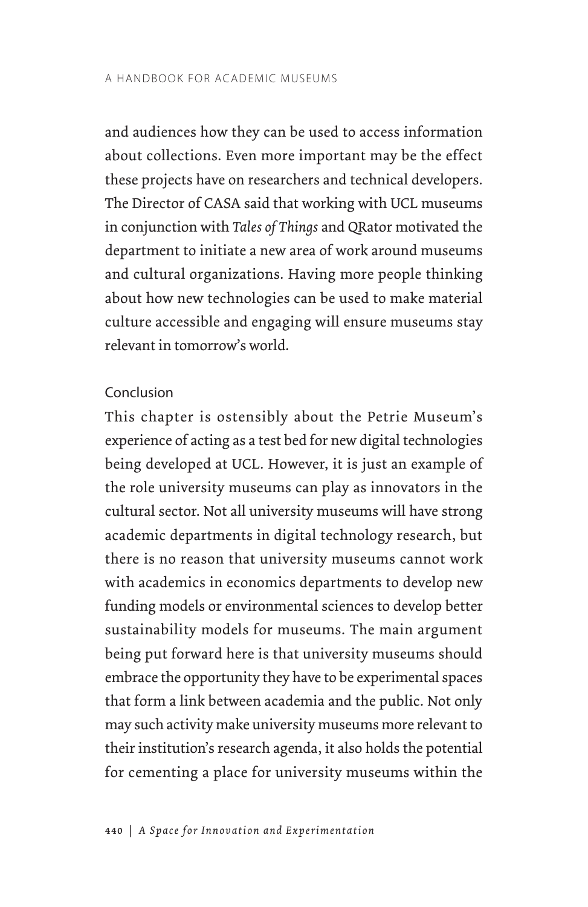and audiences how they can be used to access information about collections. Even more important may be the effect these projects have on researchers and technical developers. The Director of CASA said that working with UCL museums in conjunction with *Tales of Things* and QRator motivated the department to initiate a new area of work around museums and cultural organizations. Having more people thinking about how new technologies can be used to make material culture accessible and engaging will ensure museums stay relevant in tomorrow's world.

## Conclusion

This chapter is ostensibly about the Petrie Museum's experience of acting as a test bed for new digital technologies being developed at UCL. However, it is just an example of the role university museums can play as innovators in the cultural sector. Not all university museums will have strong academic departments in digital technology research, but there is no reason that university museums cannot work with academics in economics departments to develop new funding models or environmental sciences to develop better sustainability models for museums. The main argument being put forward here is that university museums should embrace the opportunity they have to be experimental spaces that form a link between academia and the public. Not only may such activity make university museums more relevant to their institution's research agenda, it also holds the potential for cementing a place for university museums within the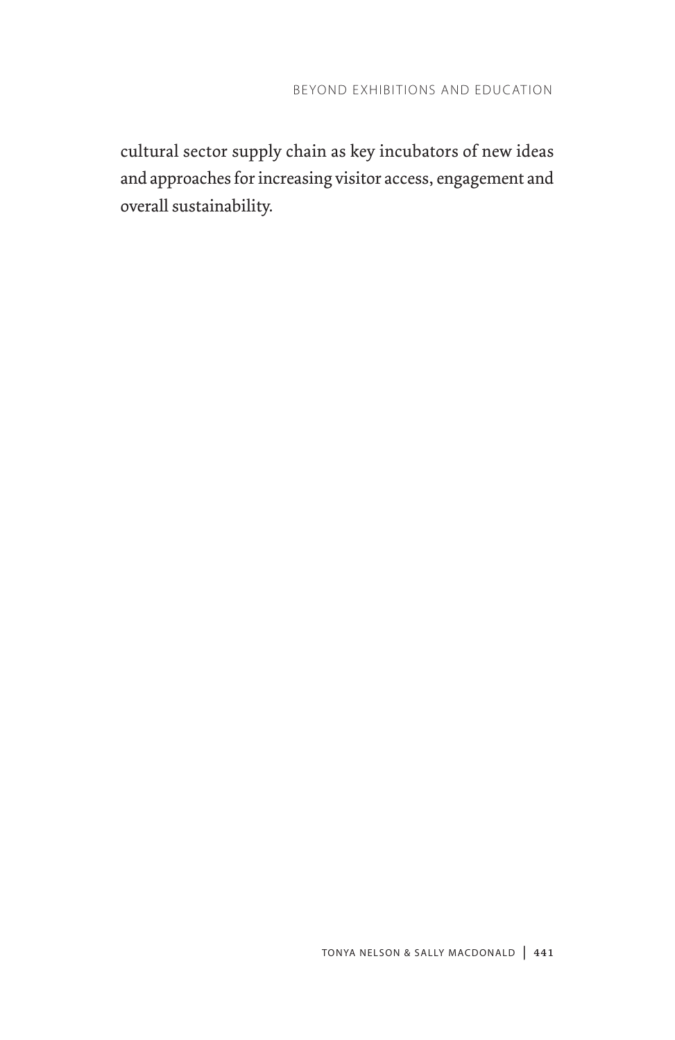cultural sector supply chain as key incubators of new ideas and approaches for increasing visitor access, engagement and overall sustainability.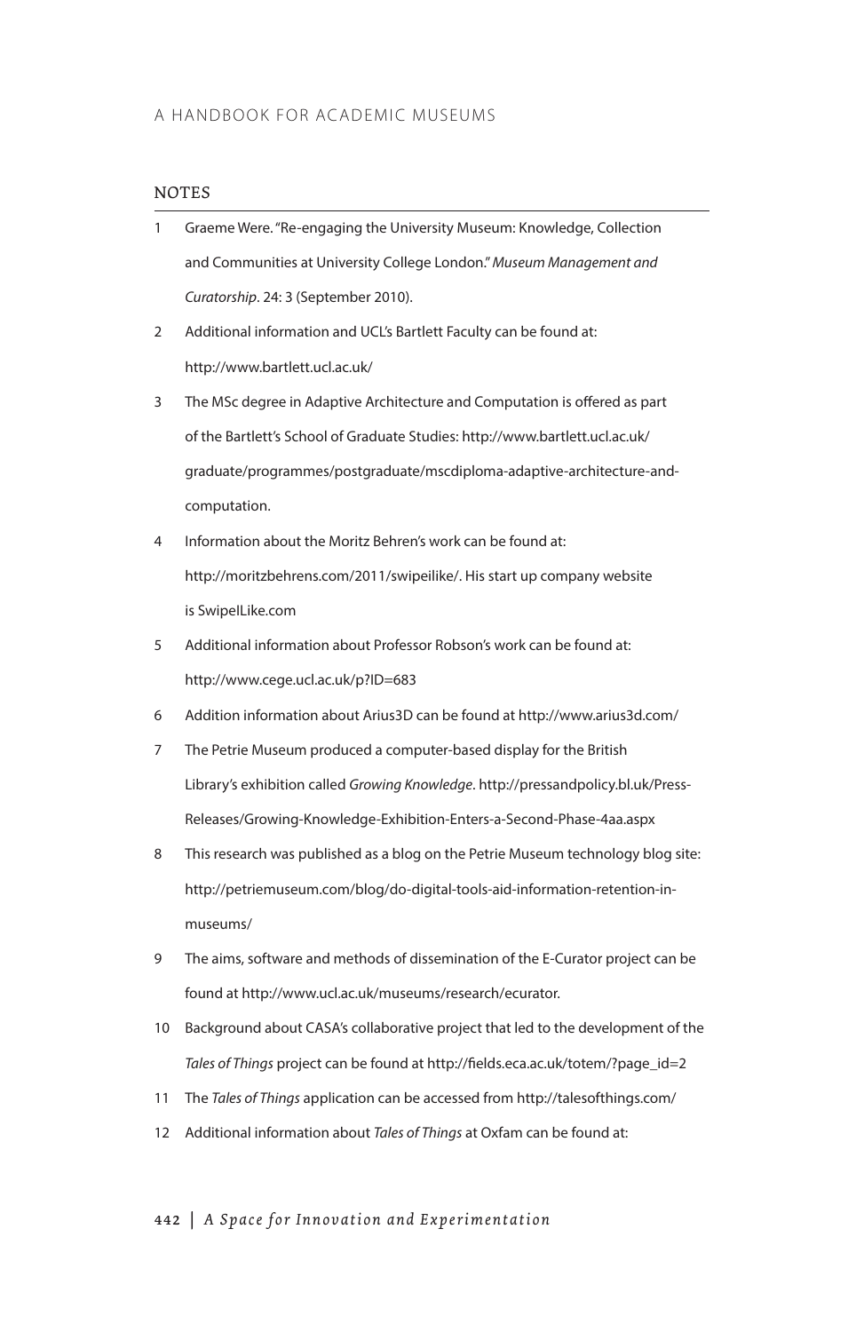## NOTES

1. Graeme Were. "Re-engaging the University Museum: Knowledge, Collection and Communities at University College London." *Museum Management and Curatorship*. 24: 3 (September 2010).
2. Additional information and UCL's Bartlett Faculty can be found at: http://www.bartlett.ucl.ac.uk/
3. The MSc degree in Adaptive Architecture and Computation is offered as part of the Bartlett's School of Graduate Studies: http://www.bartlett.ucl.ac.uk/graduate/programmes/postgraduate/mscdiploma-adaptive-architecture-and-computation.
4. Information about the Moritz Behren's work can be found at: http://moritzbehrens.com/2011/swipeilike/. His start up company website is SwipeILike.com
5. Additional information about Professor Robson's work can be found at: http://www.cege.ucl.ac.uk/p?ID=683
6. Addition information about Arius3D can be found at http://www.arius3d.com/
7. The Petrie Museum produced a computer-based display for the British Library's exhibition called *Growing Knowledge*. http://pressandpolicy.bl.uk/Press-Releases/Growing-Knowledge-Exhibition-Enters-a-Second-Phase-4aa.aspx
8. This research was published as a blog on the Petrie Museum technology blog site: http://petriemuseum.com/blog/do-digital-tools-aid-information-retention-in-museums/
9. The aims, software and methods of dissemination of the E-Curator project can be found at http://www.ucl.ac.uk/museums/research/ecurator.
10. Background about CASA's collaborative project that led to the development of the *Tales of Things* project can be found at http://fields.eca.ac.uk/totem/?page_id=2
11. The *Tales of Things* application can be accessed from http://talesofthings.com/
12. Additional information about *Tales of Things* at Oxfam can be found at: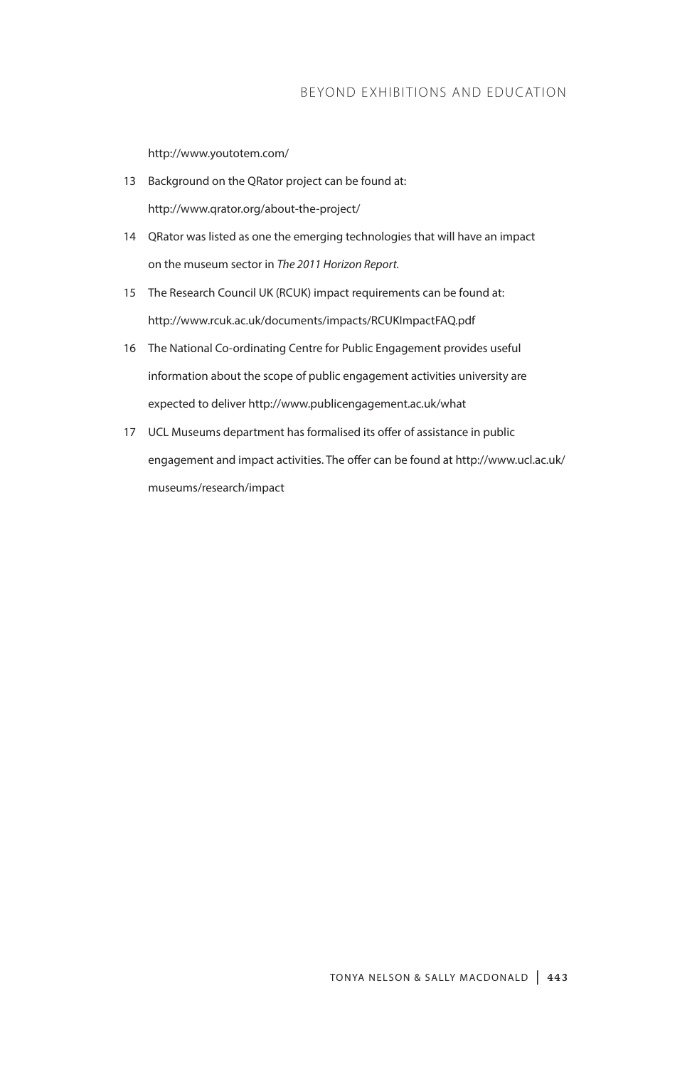http://www.youtotem.com/

13 Background on the QRator project can be found at: http://www.qrator.org/about-the-project/

14 QRator was listed as one the emerging technologies that will have an impact on the museum sector in *The 2011 Horizon Report.*

15 The Research Council UK (RCUK) impact requirements can be found at: http://www.rcuk.ac.uk/documents/impacts/RCUKImpactFAQ.pdf

16 The National Co-ordinating Centre for Public Engagement provides useful information about the scope of public engagement activities university are expected to deliver http://www.publicengagement.ac.uk/what

17 UCL Museums department has formalised its offer of assistance in public engagement and impact activities. The offer can be found at http://www.ucl.ac.uk/museums/research/impact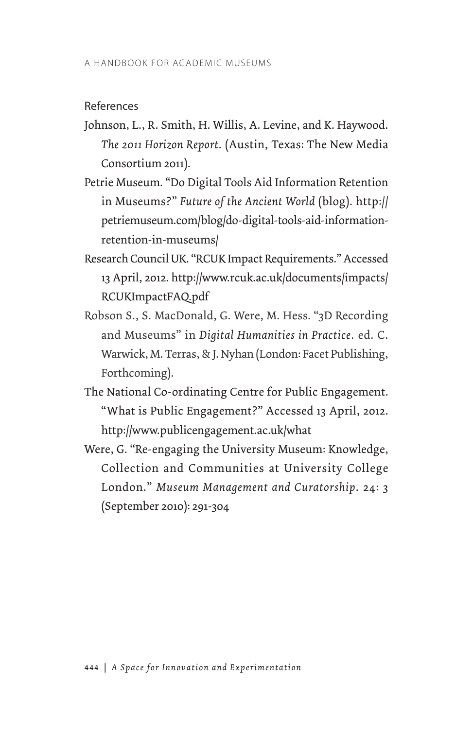## References

Johnson, L., R. Smith, H. Willis, A. Levine, and K. Haywood. *The 2011 Horizon Report*. (Austin, Texas: The New Media Consortium 2011).

Petrie Museum. "Do Digital Tools Aid Information Retention in Museums?" *Future of the Ancient World* (blog). http://petriemuseum.com/blog/do-digital-tools-aid-information-retention-in-museums/

Research Council UK. "RCUK Impact Requirements." Accessed 13 April, 2012. http://www.rcuk.ac.uk/documents/impacts/RCUKImpactFAQ.pdf

Robson S., S. MacDonald, G. Were, M. Hess. "3D Recording and Museums" in *Digital Humanities in Practice*. ed. C. Warwick, M. Terras, & J. Nyhan (London: Facet Publishing, Forthcoming).

The National Co-ordinating Centre for Public Engagement. "What is Public Engagement?" Accessed 13 April, 2012. http://www.publicengagement.ac.uk/what

Were, G. "Re-engaging the University Museum: Knowledge, Collection and Communities at University College London." *Museum Management and Curatorship*. 24: 3 (September 2010): 291-304